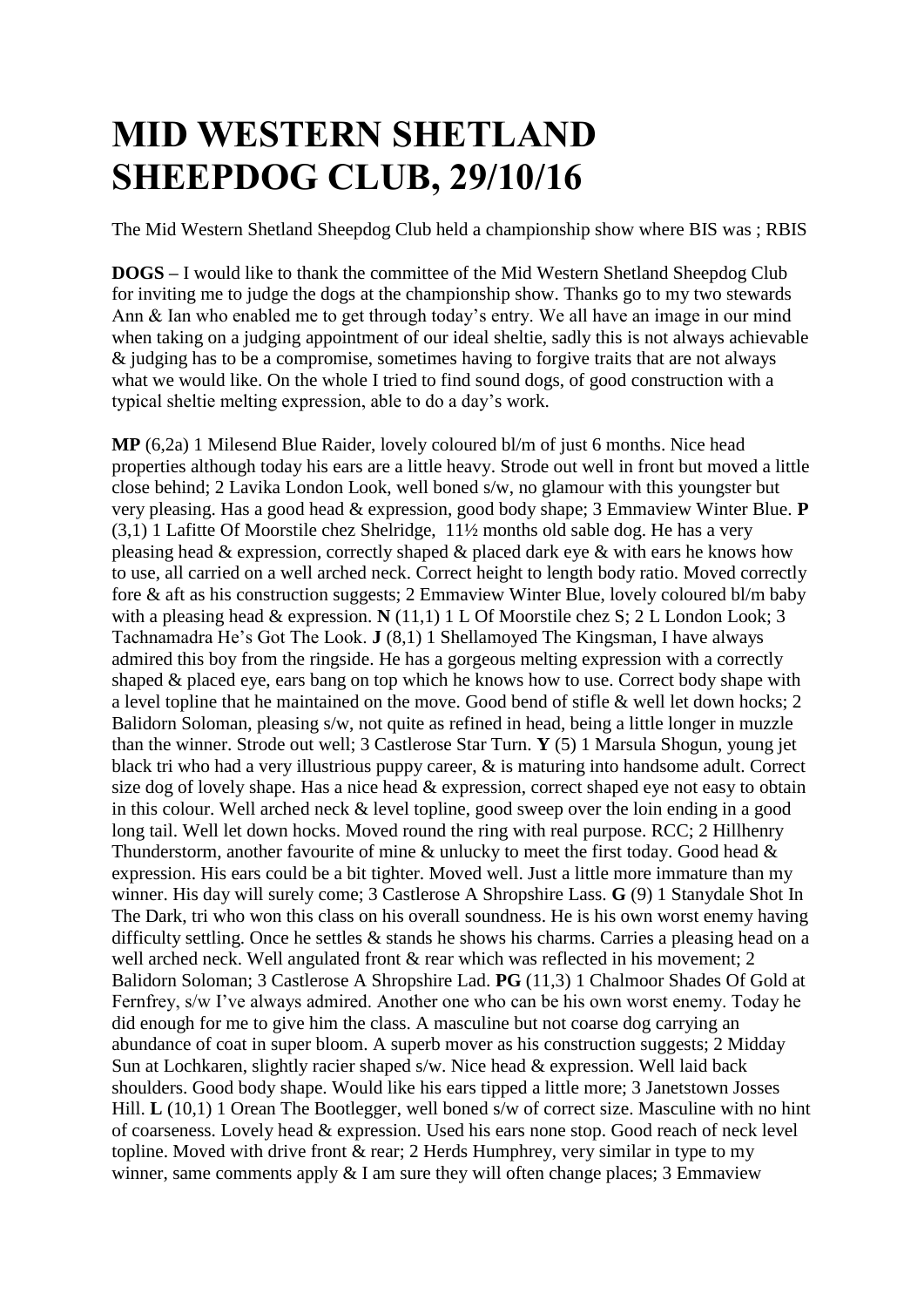# MID WESTERN SHETLAND SHEEPDOG CLUB, 29/10/16

The Mid Western Shetland Sheepdog Club held a championship show where BIS was ; RBIS

**DOGS –** I would like to thank the committee of the Mid Western Shetland Sheepdog Club for inviting me to judge the dogs at the championship show. Thanks go to my two stewards Ann & Ian who enabled me to get through today's entry. We all have an image in our mind when taking on a judging appointment of our ideal sheltie, sadly this is not always achievable & judging has to be a compromise, sometimes having to forgive traits that are not always what we would like. On the whole I tried to find sound dogs, of good construction with a typical sheltie melting expression, able to do a day's work.

**MP** (6,2a) 1 Milesend Blue Raider, lovely coloured bl/m of just 6 months. Nice head properties although today his ears are a little heavy. Strode out well in front but moved a little close behind; 2 Lavika London Look, well boned s/w, no glamour with this youngster but very pleasing. Has a good head & expression, good body shape; 3 Emmaview Winter Blue. **P** (3,1) 1 Lafitte Of Moorstile chez Shelridge, 11½ months old sable dog. He has a very pleasing head & expression, correctly shaped & placed dark eye & with ears he knows how to use, all carried on a well arched neck. Correct height to length body ratio. Moved correctly fore & aft as his construction suggests; 2 Emmaview Winter Blue, lovely coloured bl/m baby with a pleasing head & expression. **N** (11,1) 1 L Of Moorstile chez S; 2 L London Look; 3 Tachnamadra He's Got The Look. **J** (8,1) 1 Shellamoyed The Kingsman, I have always admired this boy from the ringside. He has a gorgeous melting expression with a correctly shaped & placed eye, ears bang on top which he knows how to use. Correct body shape with a level topline that he maintained on the move. Good bend of stifle & well let down hocks; 2 Balidorn Soloman, pleasing s/w, not quite as refined in head, being a little longer in muzzle than the winner. Strode out well; 3 Castlerose Star Turn. **Y** (5) 1 Marsula Shogun, young jet black tri who had a very illustrious puppy career, & is maturing into handsome adult. Correct size dog of lovely shape. Has a nice head & expression, correct shaped eye not easy to obtain in this colour. Well arched neck & level topline, good sweep over the loin ending in a good long tail. Well let down hocks. Moved round the ring with real purpose. RCC; 2 Hillhenry Thunderstorm, another favourite of mine & unlucky to meet the first today. Good head & expression. His ears could be a bit tighter. Moved well. Just a little more immature than my winner. His day will surely come; 3 Castlerose A Shropshire Lass. **G** (9) 1 Stanydale Shot In The Dark, tri who won this class on his overall soundness. He is his own worst enemy having difficulty settling. Once he settles & stands he shows his charms. Carries a pleasing head on a well arched neck. Well angulated front & rear which was reflected in his movement; 2 Balidorn Soloman; 3 Castlerose A Shropshire Lad. **PG** (11,3) 1 Chalmoor Shades Of Gold at Fernfrey, s/w I've always admired. Another one who can be his own worst enemy. Today he did enough for me to give him the class. A masculine but not coarse dog carrying an abundance of coat in super bloom. A superb mover as his construction suggests; 2 Midday Sun at Lochkaren, slightly racier shaped s/w. Nice head & expression. Well laid back shoulders. Good body shape. Would like his ears tipped a little more; 3 Janetstown Josses Hill. **L** (10,1) 1 Orean The Bootlegger, well boned s/w of correct size. Masculine with no hint of coarseness. Lovely head & expression. Used his ears none stop. Good reach of neck level topline. Moved with drive front & rear; 2 Herds Humphrey, very similar in type to my winner, same comments apply & I am sure they will often change places; 3 Emmaview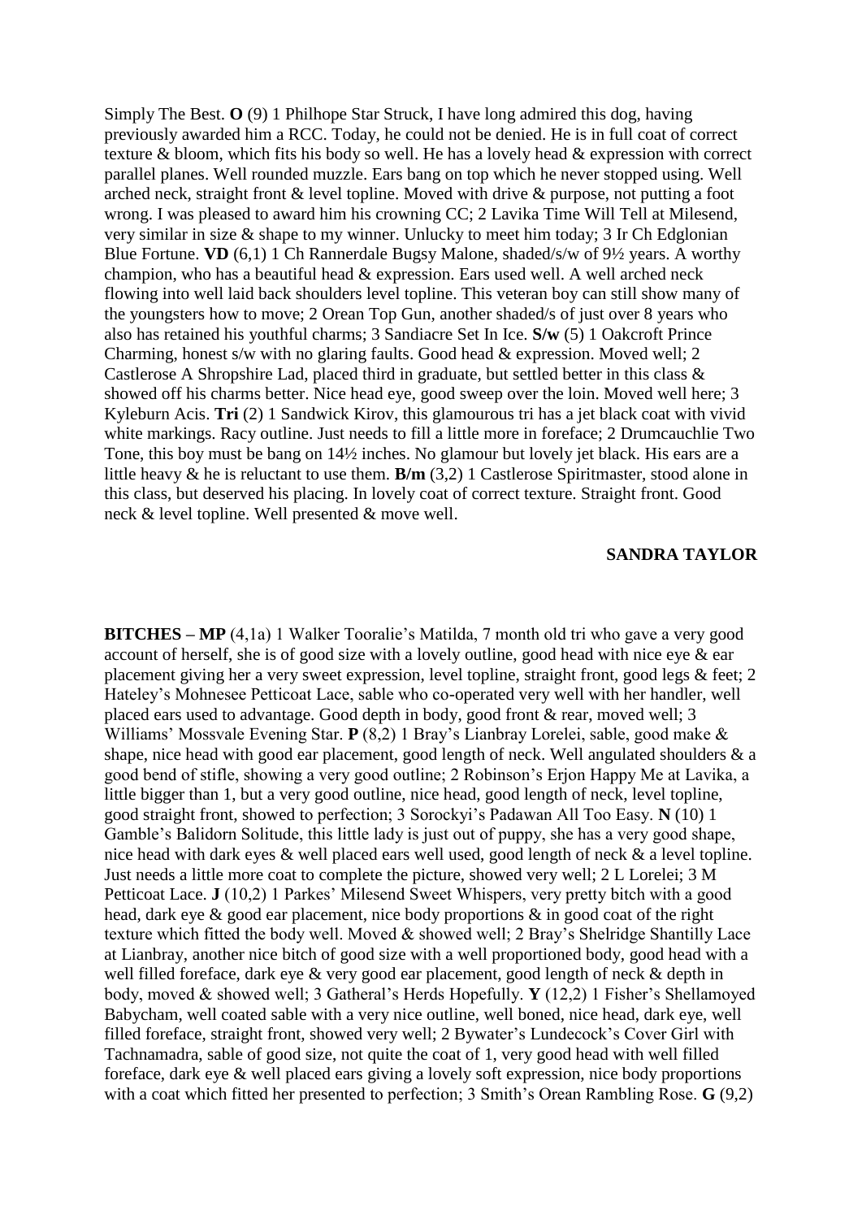Simply The Best. **O** (9) 1 Philhope Star Struck, I have long admired this dog, having previously awarded him a RCC. Today, he could not be denied. He is in full coat of correct texture & bloom, which fits his body so well. He has a lovely head & expression with correct parallel planes. Well rounded muzzle. Ears bang on top which he never stopped using. Well arched neck, straight front & level topline. Moved with drive & purpose, not putting a foot wrong. I was pleased to award him his crowning CC; 2 Lavika Time Will Tell at Milesend, very similar in size & shape to my winner. Unlucky to meet him today; 3 Ir Ch Edglonian Blue Fortune. **VD** (6,1) 1 Ch Rannerdale Bugsy Malone, shaded/s/w of 9½ years. A worthy champion, who has a beautiful head & expression. Ears used well. A well arched neck flowing into well laid back shoulders level topline. This veteran boy can still show many of the youngsters how to move; 2 Orean Top Gun, another shaded/s of just over 8 years who also has retained his youthful charms; 3 Sandiacre Set In Ice. **S/w** (5) 1 Oakcroft Prince Charming, honest s/w with no glaring faults. Good head & expression. Moved well; 2 Castlerose A Shropshire Lad, placed third in graduate, but settled better in this class & showed off his charms better. Nice head eye, good sweep over the loin. Moved well here; 3 Kyleburn Acis. **Tri** (2) 1 Sandwick Kirov, this glamourous tri has a jet black coat with vivid white markings. Racy outline. Just needs to fill a little more in foreface; 2 Drumcauchlie Two Tone, this boy must be bang on 14½ inches. No glamour but lovely jet black. His ears are a little heavy & he is reluctant to use them. **B/m** (3,2) 1 Castlerose Spiritmaster, stood alone in this class, but deserved his placing. In lovely coat of correct texture. Straight front. Good neck & level topline. Well presented & move well.

**SANDRA TAYLOR**

**BITCHES – MP** (4,1a) 1 Walker Tooralie's Matilda, 7 month old tri who gave a very good account of herself, she is of good size with a lovely outline, good head with nice eye & ear placement giving her a very sweet expression, level topline, straight front, good legs & feet; 2 Hateley's Mohnesee Petticoat Lace, sable who co-operated very well with her handler, well placed ears used to advantage. Good depth in body, good front & rear, moved well; 3 Williams' Mossvale Evening Star. **P** (8,2) 1 Bray's Lianbray Lorelei, sable, good make & shape, nice head with good ear placement, good length of neck. Well angulated shoulders & a good bend of stifle, showing a very good outline; 2 Robinson's Erjon Happy Me at Lavika, a little bigger than 1, but a very good outline, nice head, good length of neck, level topline, good straight front, showed to perfection; 3 Sorockyi's Padawan All Too Easy. **N** (10) 1 Gamble's Balidorn Solitude, this little lady is just out of puppy, she has a very good shape, nice head with dark eyes & well placed ears well used, good length of neck & a level topline. Just needs a little more coat to complete the picture, showed very well; 2 L Lorelei; 3 M Petticoat Lace. **J** (10,2) 1 Parkes' Milesend Sweet Whispers, very pretty bitch with a good head, dark eye & good ear placement, nice body proportions & in good coat of the right texture which fitted the body well. Moved & showed well; 2 Bray's Shelridge Shantilly Lace at Lianbray, another nice bitch of good size with a well proportioned body, good head with a well filled foreface, dark eye & very good ear placement, good length of neck & depth in body, moved & showed well; 3 Gatheral's Herds Hopefully. **Y** (12,2) 1 Fisher's Shellamoyed Babycham, well coated sable with a very nice outline, well boned, nice head, dark eye, well filled foreface, straight front, showed very well; 2 Bywater's Lundecock's Cover Girl with Tachnamadra, sable of good size, not quite the coat of 1, very good head with well filled foreface, dark eye & well placed ears giving a lovely soft expression, nice body proportions with a coat which fitted her presented to perfection; 3 Smith's Orean Rambling Rose. **G** (9,2)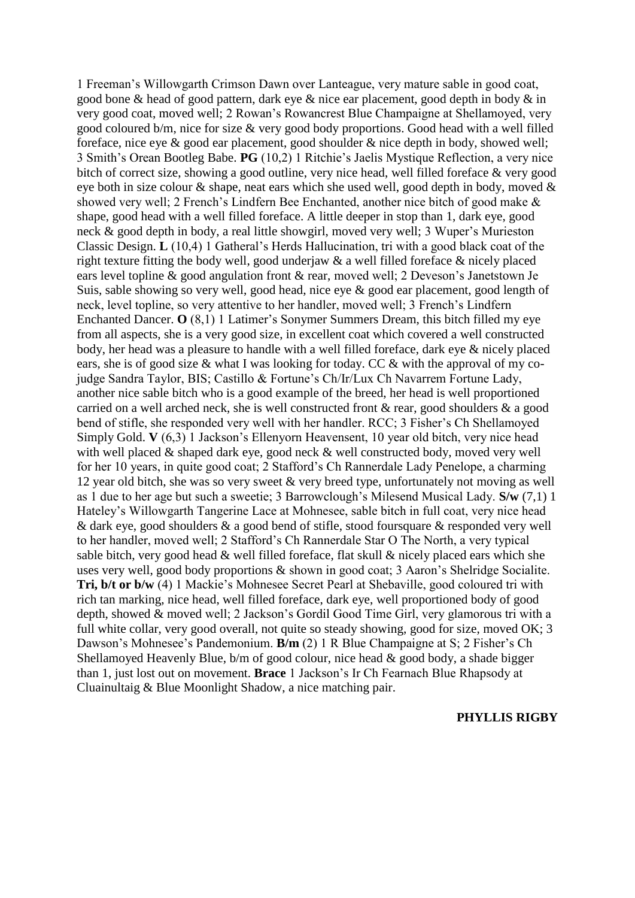1 Freeman's Willowgarth Crimson Dawn over Lanteague, very mature sable in good coat, good bone & head of good pattern, dark eye & nice ear placement, good depth in body & in very good coat, moved well; 2 Rowan's Rowancrest Blue Champaigne at Shellamoyed, very good coloured b/m, nice for size & very good body proportions. Good head with a well filled foreface, nice eye & good ear placement, good shoulder & nice depth in body, showed well; 3 Smith's Orean Bootleg Babe. **PG** (10,2) 1 Ritchie's Jaelis Mystique Reflection, a very nice bitch of correct size, showing a good outline, very nice head, well filled foreface & very good eye both in size colour & shape, neat ears which she used well, good depth in body, moved & showed very well; 2 French's Lindfern Bee Enchanted, another nice bitch of good make & shape, good head with a well filled foreface. A little deeper in stop than 1, dark eye, good neck & good depth in body, a real little showgirl, moved very well; 3 Wuper's Murieston Classic Design. **L** (10,4) 1 Gatheral's Herds Hallucination, tri with a good black coat of the right texture fitting the body well, good underjaw & a well filled foreface & nicely placed ears level topline & good angulation front & rear, moved well; 2 Deveson's Janetstown Je Suis, sable showing so very well, good head, nice eye & good ear placement, good length of neck, level topline, so very attentive to her handler, moved well; 3 French's Lindfern Enchanted Dancer. **O** (8,1) 1 Latimer's Sonymer Summers Dream, this bitch filled my eye from all aspects, she is a very good size, in excellent coat which covered a well constructed body, her head was a pleasure to handle with a well filled foreface, dark eye & nicely placed ears, she is of good size & what I was looking for today. CC & with the approval of my co-judge Sandra Taylor, BIS; Castillo & Fortune's Ch/Ir/Lux Ch Navarrem Fortune Lady, another nice sable bitch who is a good example of the breed, her head is well proportioned carried on a well arched neck, she is well constructed front & rear, good shoulders & a good bend of stifle, she responded very well with her handler. RCC; 3 Fisher's Ch Shellamoyed Simply Gold. **V** (6,3) 1 Jackson's Ellenyorn Heavensent, 10 year old bitch, very nice head with well placed & shaped dark eye, good neck & well constructed body, moved very well for her 10 years, in quite good coat; 2 Stafford's Ch Rannerdale Lady Penelope, a charming 12 year old bitch, she was so very sweet & very breed type, unfortunately not moving as well as 1 due to her age but such a sweetie; 3 Barrowclough's Milesend Musical Lady. **S/w** (7,1) 1 Hateley's Willowgarth Tangerine Lace at Mohnesee, sable bitch in full coat, very nice head & dark eye, good shoulders & a good bend of stifle, stood foursquare & responded very well to her handler, moved well; 2 Stafford's Ch Rannerdale Star O The North, a very typical sable bitch, very good head & well filled foreface, flat skull & nicely placed ears which she uses very well, good body proportions & shown in good coat; 3 Aaron's Shelridge Socialite. **Tri, b/t or b/w** (4) 1 Mackie's Mohnesee Secret Pearl at Shebaville, good coloured tri with rich tan marking, nice head, well filled foreface, dark eye, well proportioned body of good depth, showed & moved well; 2 Jackson's Gordil Good Time Girl, very glamorous tri with a full white collar, very good overall, not quite so steady showing, good for size, moved OK; 3 Dawson's Mohnesee's Pandemonium. **B/m** (2) 1 R Blue Champaigne at S; 2 Fisher's Ch Shellamoyed Heavenly Blue, b/m of good colour, nice head & good body, a shade bigger than 1, just lost out on movement. **Brace** 1 Jackson's Ir Ch Fearnach Blue Rhapsody at Cluainultaig & Blue Moonlight Shadow, a nice matching pair.

**PHYLLIS RIGBY**